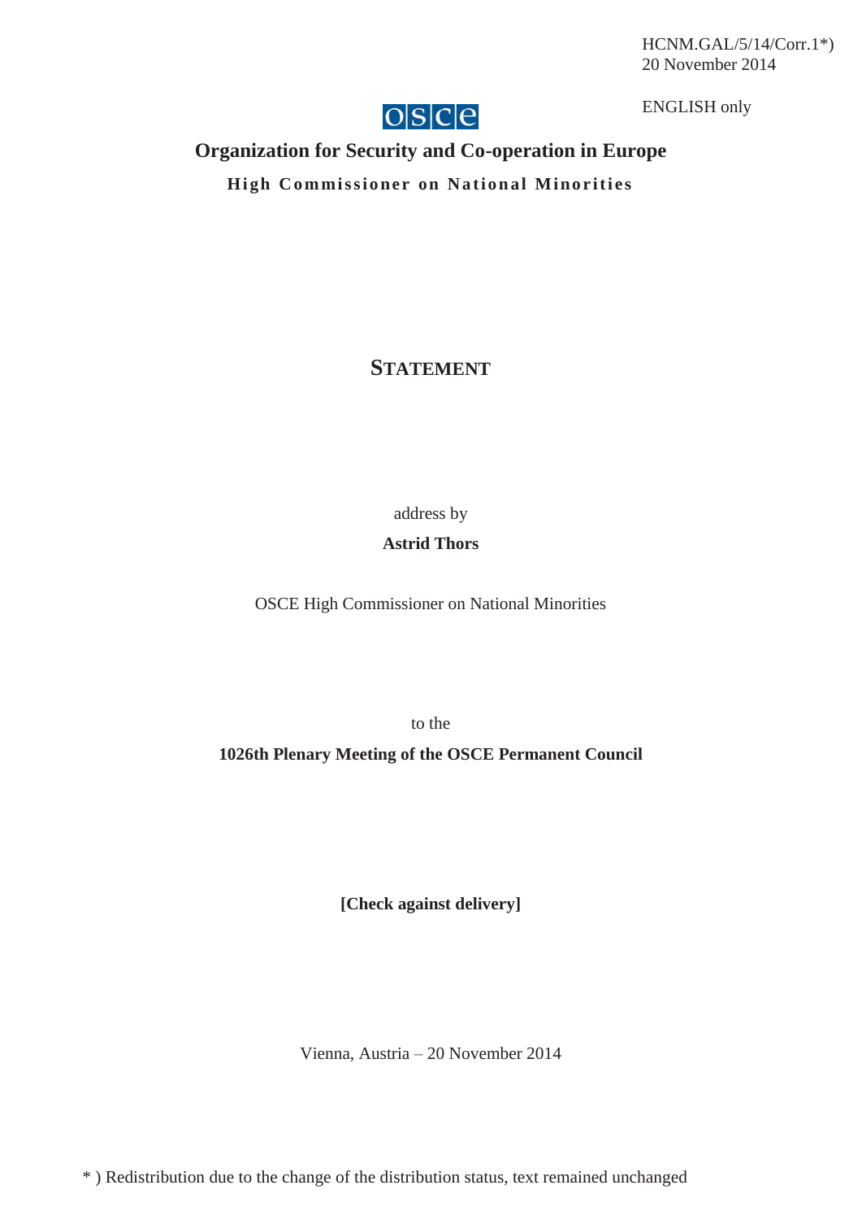HCNM.GAL/5/14/Corr.1*)
20 November 2014

ENGLISH only

OSCE

**Organization for Security and Co-operation in Europe**

**High Commissioner on National Minorities**

# STATEMENT

address by

**Astrid Thors**

OSCE High Commissioner on National Minorities

to the

**1026th Plenary Meeting of the OSCE Permanent Council**

**[Check against delivery]**

Vienna, Austria – 20 November 2014

* ) Redistribution due to the change of the distribution status, text remained unchanged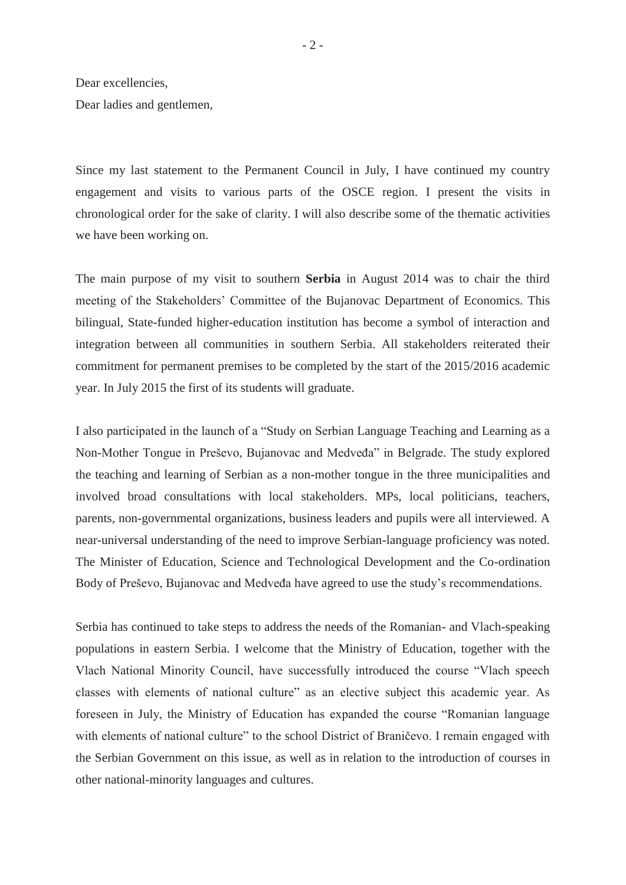Dear excellencies,  
Dear ladies and gentlemen,

Since my last statement to the Permanent Council in July, I have continued my country engagement and visits to various parts of the OSCE region. I present the visits in chronological order for the sake of clarity. I will also describe some of the thematic activities we have been working on.

The main purpose of my visit to southern **Serbia** in August 2014 was to chair the third meeting of the Stakeholders' Committee of the Bujanovac Department of Economics. This bilingual, State-funded higher-education institution has become a symbol of interaction and integration between all communities in southern Serbia. All stakeholders reiterated their commitment for permanent premises to be completed by the start of the 2015/2016 academic year. In July 2015 the first of its students will graduate.

I also participated in the launch of a "Study on Serbian Language Teaching and Learning as a Non-Mother Tongue in Preševo, Bujanovac and Medveđa" in Belgrade. The study explored the teaching and learning of Serbian as a non-mother tongue in the three municipalities and involved broad consultations with local stakeholders. MPs, local politicians, teachers, parents, non-governmental organizations, business leaders and pupils were all interviewed. A near-universal understanding of the need to improve Serbian-language proficiency was noted. The Minister of Education, Science and Technological Development and the Co-ordination Body of Preševo, Bujanovac and Medveđa have agreed to use the study's recommendations.

Serbia has continued to take steps to address the needs of the Romanian- and Vlach-speaking populations in eastern Serbia. I welcome that the Ministry of Education, together with the Vlach National Minority Council, have successfully introduced the course "Vlach speech classes with elements of national culture" as an elective subject this academic year. As foreseen in July, the Ministry of Education has expanded the course "Romanian language with elements of national culture" to the school District of Braničevo. I remain engaged with the Serbian Government on this issue, as well as in relation to the introduction of courses in other national-minority languages and cultures.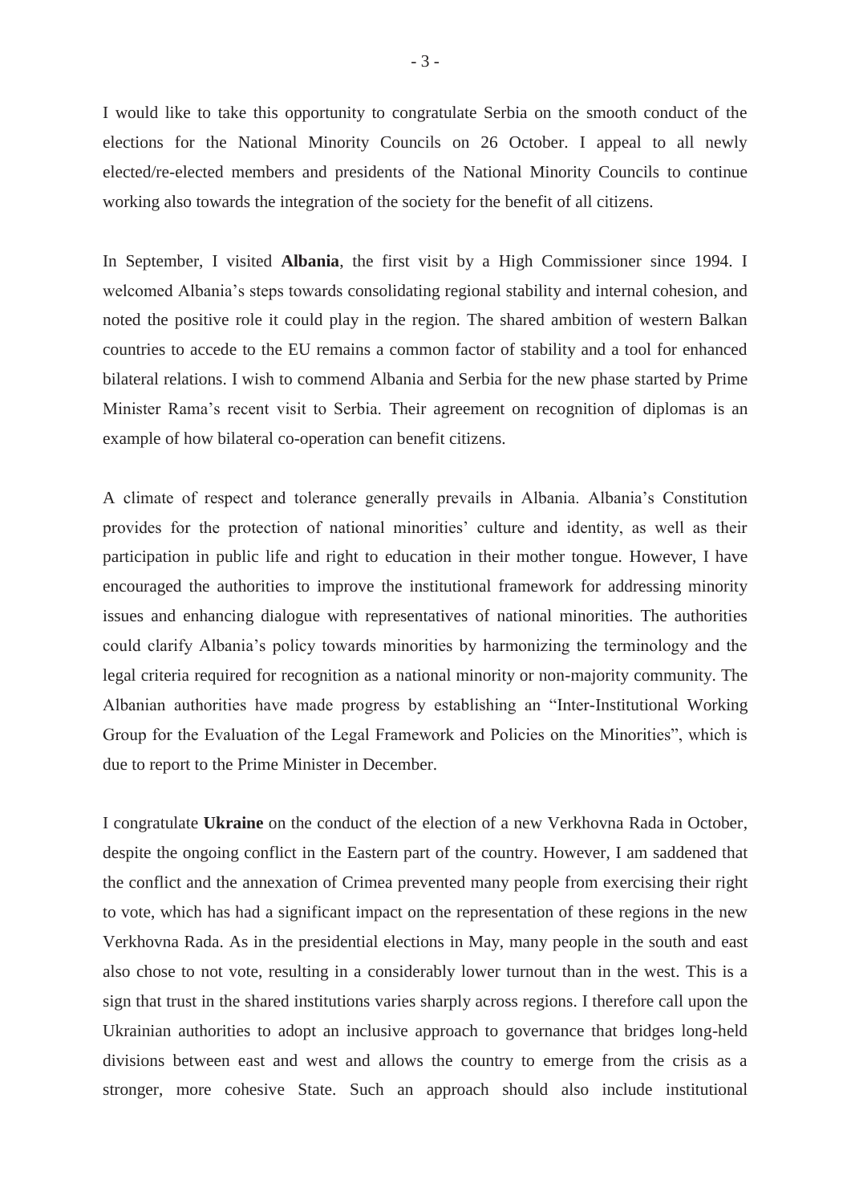I would like to take this opportunity to congratulate Serbia on the smooth conduct of the elections for the National Minority Councils on 26 October. I appeal to all newly elected/re-elected members and presidents of the National Minority Councils to continue working also towards the integration of the society for the benefit of all citizens.

In September, I visited **Albania**, the first visit by a High Commissioner since 1994. I welcomed Albania's steps towards consolidating regional stability and internal cohesion, and noted the positive role it could play in the region. The shared ambition of western Balkan countries to accede to the EU remains a common factor of stability and a tool for enhanced bilateral relations. I wish to commend Albania and Serbia for the new phase started by Prime Minister Rama's recent visit to Serbia. Their agreement on recognition of diplomas is an example of how bilateral co-operation can benefit citizens.

A climate of respect and tolerance generally prevails in Albania. Albania's Constitution provides for the protection of national minorities' culture and identity, as well as their participation in public life and right to education in their mother tongue. However, I have encouraged the authorities to improve the institutional framework for addressing minority issues and enhancing dialogue with representatives of national minorities. The authorities could clarify Albania's policy towards minorities by harmonizing the terminology and the legal criteria required for recognition as a national minority or non-majority community. The Albanian authorities have made progress by establishing an "Inter-Institutional Working Group for the Evaluation of the Legal Framework and Policies on the Minorities", which is due to report to the Prime Minister in December.

I congratulate **Ukraine** on the conduct of the election of a new Verkhovna Rada in October, despite the ongoing conflict in the Eastern part of the country. However, I am saddened that the conflict and the annexation of Crimea prevented many people from exercising their right to vote, which has had a significant impact on the representation of these regions in the new Verkhovna Rada. As in the presidential elections in May, many people in the south and east also chose to not vote, resulting in a considerably lower turnout than in the west. This is a sign that trust in the shared institutions varies sharply across regions. I therefore call upon the Ukrainian authorities to adopt an inclusive approach to governance that bridges long-held divisions between east and west and allows the country to emerge from the crisis as a stronger, more cohesive State. Such an approach should also include institutional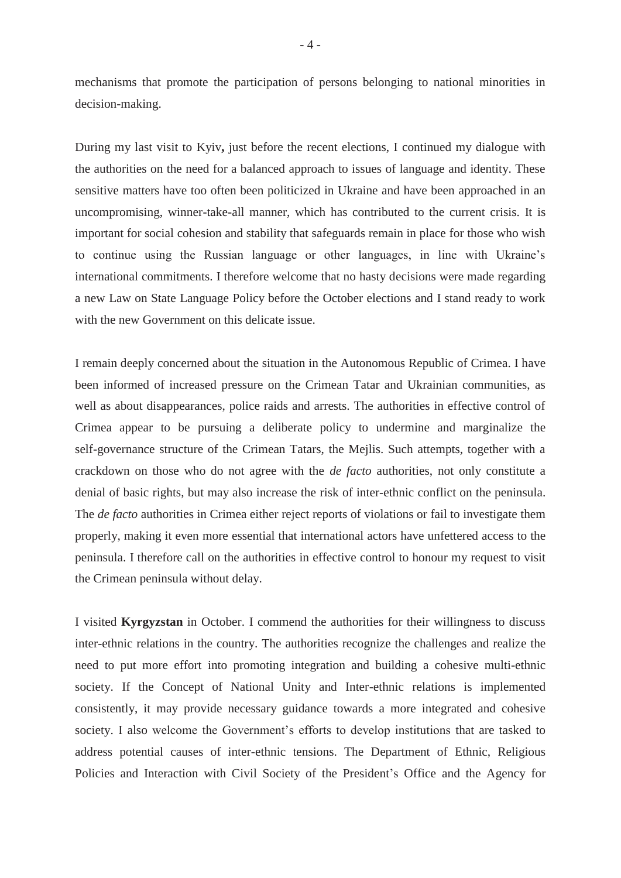mechanisms that promote the participation of persons belonging to national minorities in decision-making.

During my last visit to Kyiv**,** just before the recent elections, I continued my dialogue with the authorities on the need for a balanced approach to issues of language and identity. These sensitive matters have too often been politicized in Ukraine and have been approached in an uncompromising, winner-take-all manner, which has contributed to the current crisis. It is important for social cohesion and stability that safeguards remain in place for those who wish to continue using the Russian language or other languages, in line with Ukraine's international commitments. I therefore welcome that no hasty decisions were made regarding a new Law on State Language Policy before the October elections and I stand ready to work with the new Government on this delicate issue.

I remain deeply concerned about the situation in the Autonomous Republic of Crimea. I have been informed of increased pressure on the Crimean Tatar and Ukrainian communities, as well as about disappearances, police raids and arrests. The authorities in effective control of Crimea appear to be pursuing a deliberate policy to undermine and marginalize the self-governance structure of the Crimean Tatars, the Mejlis. Such attempts, together with a crackdown on those who do not agree with the *de facto* authorities, not only constitute a denial of basic rights, but may also increase the risk of inter-ethnic conflict on the peninsula. The *de facto* authorities in Crimea either reject reports of violations or fail to investigate them properly, making it even more essential that international actors have unfettered access to the peninsula. I therefore call on the authorities in effective control to honour my request to visit the Crimean peninsula without delay.

I visited **Kyrgyzstan** in October. I commend the authorities for their willingness to discuss inter-ethnic relations in the country. The authorities recognize the challenges and realize the need to put more effort into promoting integration and building a cohesive multi-ethnic society. If the Concept of National Unity and Inter-ethnic relations is implemented consistently, it may provide necessary guidance towards a more integrated and cohesive society. I also welcome the Government's efforts to develop institutions that are tasked to address potential causes of inter-ethnic tensions. The Department of Ethnic, Religious Policies and Interaction with Civil Society of the President's Office and the Agency for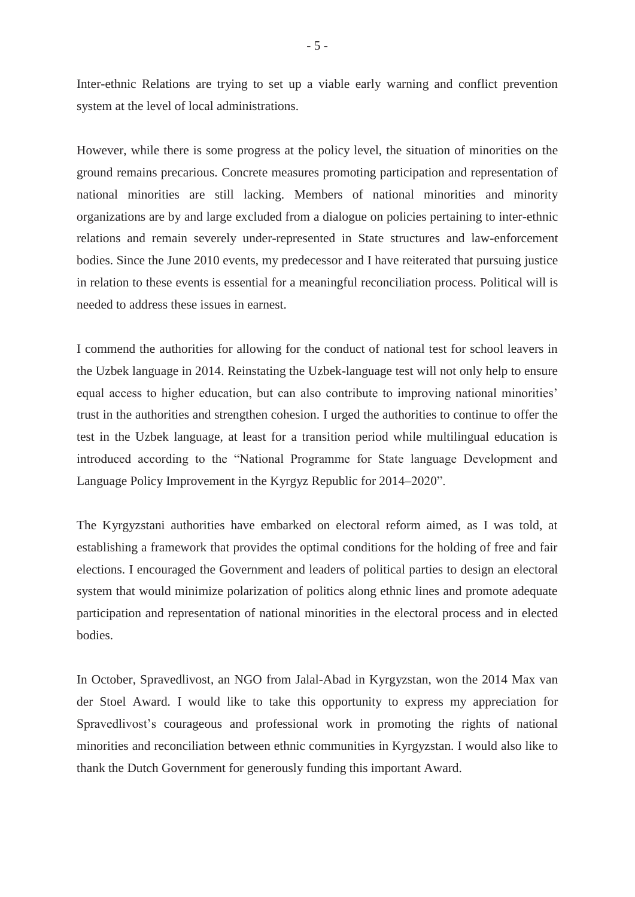Inter-ethnic Relations are trying to set up a viable early warning and conflict prevention system at the level of local administrations.

However, while there is some progress at the policy level, the situation of minorities on the ground remains precarious. Concrete measures promoting participation and representation of national minorities are still lacking. Members of national minorities and minority organizations are by and large excluded from a dialogue on policies pertaining to inter-ethnic relations and remain severely under-represented in State structures and law-enforcement bodies. Since the June 2010 events, my predecessor and I have reiterated that pursuing justice in relation to these events is essential for a meaningful reconciliation process. Political will is needed to address these issues in earnest.

I commend the authorities for allowing for the conduct of national test for school leavers in the Uzbek language in 2014. Reinstating the Uzbek-language test will not only help to ensure equal access to higher education, but can also contribute to improving national minorities' trust in the authorities and strengthen cohesion. I urged the authorities to continue to offer the test in the Uzbek language, at least for a transition period while multilingual education is introduced according to the "National Programme for State language Development and Language Policy Improvement in the Kyrgyz Republic for 2014–2020".

The Kyrgyzstani authorities have embarked on electoral reform aimed, as I was told, at establishing a framework that provides the optimal conditions for the holding of free and fair elections. I encouraged the Government and leaders of political parties to design an electoral system that would minimize polarization of politics along ethnic lines and promote adequate participation and representation of national minorities in the electoral process and in elected bodies.

In October, Spravedlivost, an NGO from Jalal-Abad in Kyrgyzstan, won the 2014 Max van der Stoel Award. I would like to take this opportunity to express my appreciation for Spravedlivost's courageous and professional work in promoting the rights of national minorities and reconciliation between ethnic communities in Kyrgyzstan. I would also like to thank the Dutch Government for generously funding this important Award.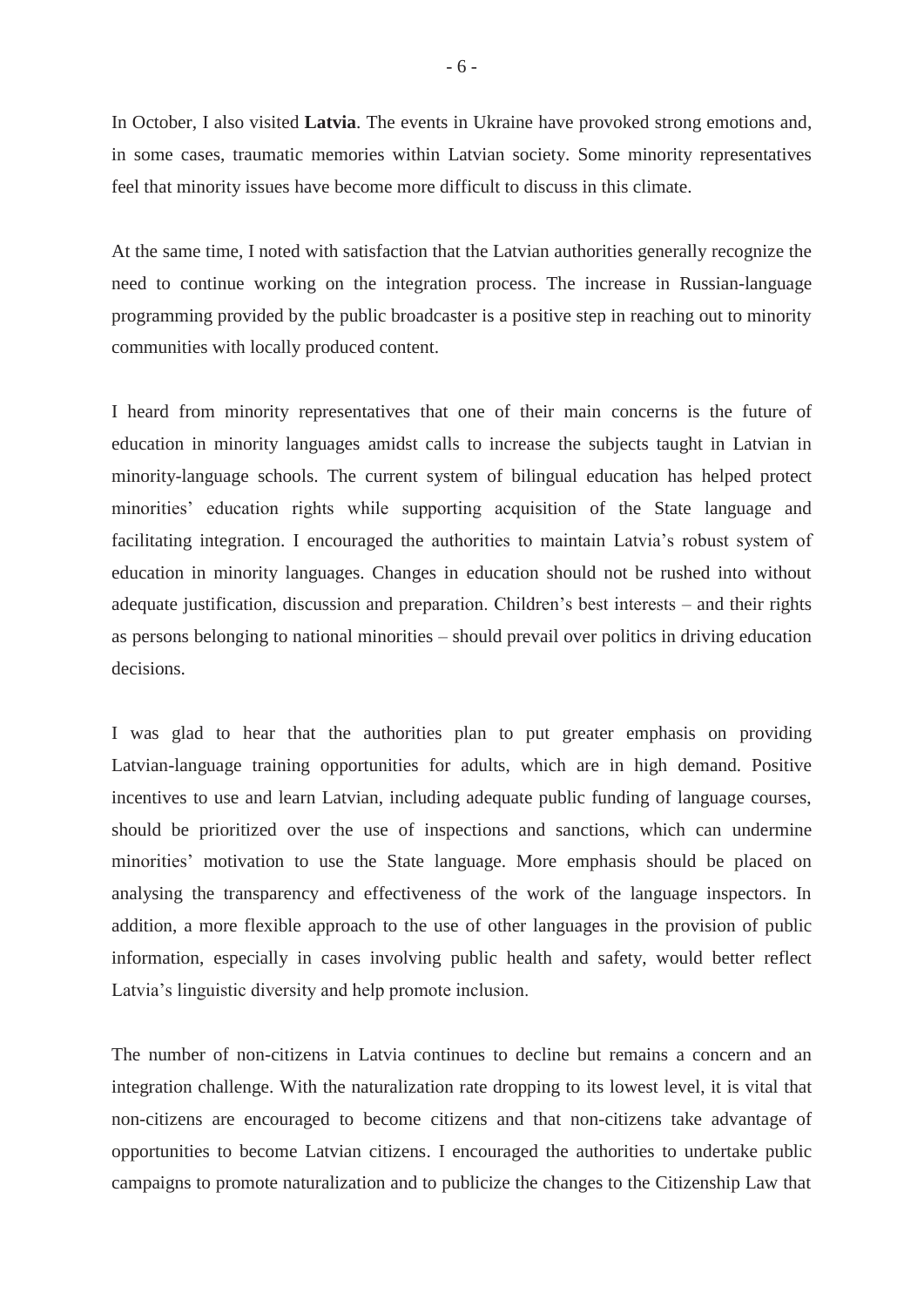In October, I also visited **Latvia**. The events in Ukraine have provoked strong emotions and, in some cases, traumatic memories within Latvian society. Some minority representatives feel that minority issues have become more difficult to discuss in this climate.

At the same time, I noted with satisfaction that the Latvian authorities generally recognize the need to continue working on the integration process. The increase in Russian-language programming provided by the public broadcaster is a positive step in reaching out to minority communities with locally produced content.

I heard from minority representatives that one of their main concerns is the future of education in minority languages amidst calls to increase the subjects taught in Latvian in minority-language schools. The current system of bilingual education has helped protect minorities' education rights while supporting acquisition of the State language and facilitating integration. I encouraged the authorities to maintain Latvia's robust system of education in minority languages. Changes in education should not be rushed into without adequate justification, discussion and preparation. Children's best interests – and their rights as persons belonging to national minorities – should prevail over politics in driving education decisions.

I was glad to hear that the authorities plan to put greater emphasis on providing Latvian-language training opportunities for adults, which are in high demand. Positive incentives to use and learn Latvian, including adequate public funding of language courses, should be prioritized over the use of inspections and sanctions, which can undermine minorities' motivation to use the State language. More emphasis should be placed on analysing the transparency and effectiveness of the work of the language inspectors. In addition, a more flexible approach to the use of other languages in the provision of public information, especially in cases involving public health and safety, would better reflect Latvia's linguistic diversity and help promote inclusion.

The number of non-citizens in Latvia continues to decline but remains a concern and an integration challenge. With the naturalization rate dropping to its lowest level, it is vital that non-citizens are encouraged to become citizens and that non-citizens take advantage of opportunities to become Latvian citizens. I encouraged the authorities to undertake public campaigns to promote naturalization and to publicize the changes to the Citizenship Law that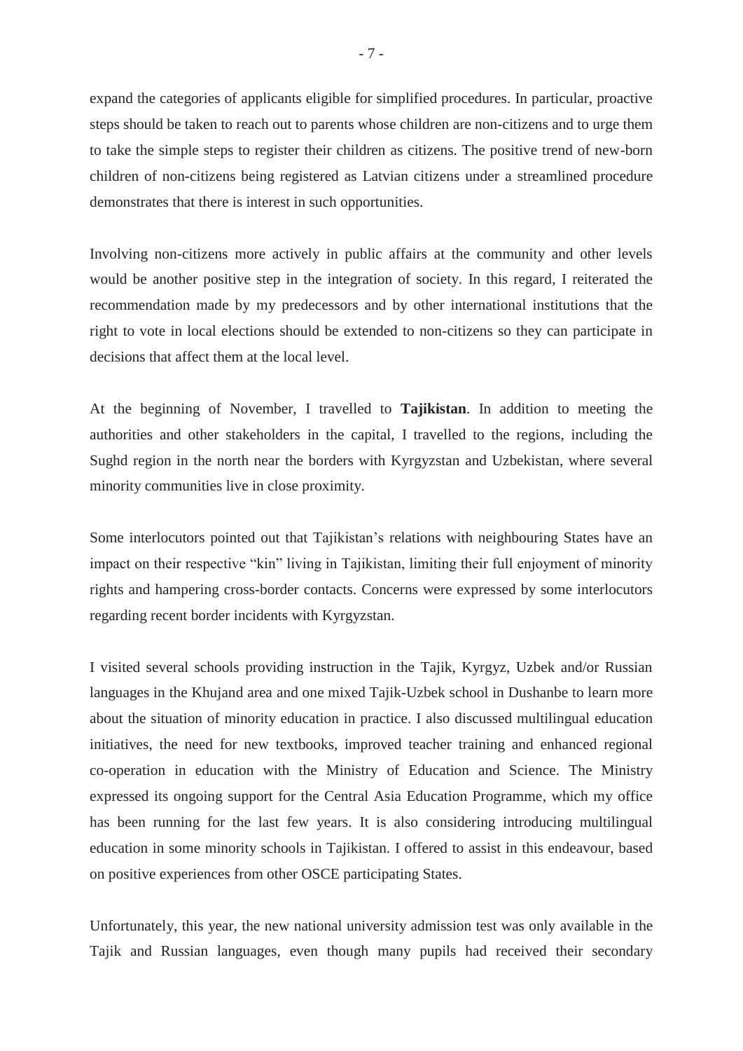expand the categories of applicants eligible for simplified procedures. In particular, proactive steps should be taken to reach out to parents whose children are non-citizens and to urge them to take the simple steps to register their children as citizens. The positive trend of new-born children of non-citizens being registered as Latvian citizens under a streamlined procedure demonstrates that there is interest in such opportunities.

Involving non-citizens more actively in public affairs at the community and other levels would be another positive step in the integration of society. In this regard, I reiterated the recommendation made by my predecessors and by other international institutions that the right to vote in local elections should be extended to non-citizens so they can participate in decisions that affect them at the local level.

At the beginning of November, I travelled to **Tajikistan**. In addition to meeting the authorities and other stakeholders in the capital, I travelled to the regions, including the Sughd region in the north near the borders with Kyrgyzstan and Uzbekistan, where several minority communities live in close proximity.

Some interlocutors pointed out that Tajikistan's relations with neighbouring States have an impact on their respective "kin" living in Tajikistan, limiting their full enjoyment of minority rights and hampering cross-border contacts. Concerns were expressed by some interlocutors regarding recent border incidents with Kyrgyzstan.

I visited several schools providing instruction in the Tajik, Kyrgyz, Uzbek and/or Russian languages in the Khujand area and one mixed Tajik-Uzbek school in Dushanbe to learn more about the situation of minority education in practice. I also discussed multilingual education initiatives, the need for new textbooks, improved teacher training and enhanced regional co-operation in education with the Ministry of Education and Science. The Ministry expressed its ongoing support for the Central Asia Education Programme, which my office has been running for the last few years. It is also considering introducing multilingual education in some minority schools in Tajikistan. I offered to assist in this endeavour, based on positive experiences from other OSCE participating States.

Unfortunately, this year, the new national university admission test was only available in the Tajik and Russian languages, even though many pupils had received their secondary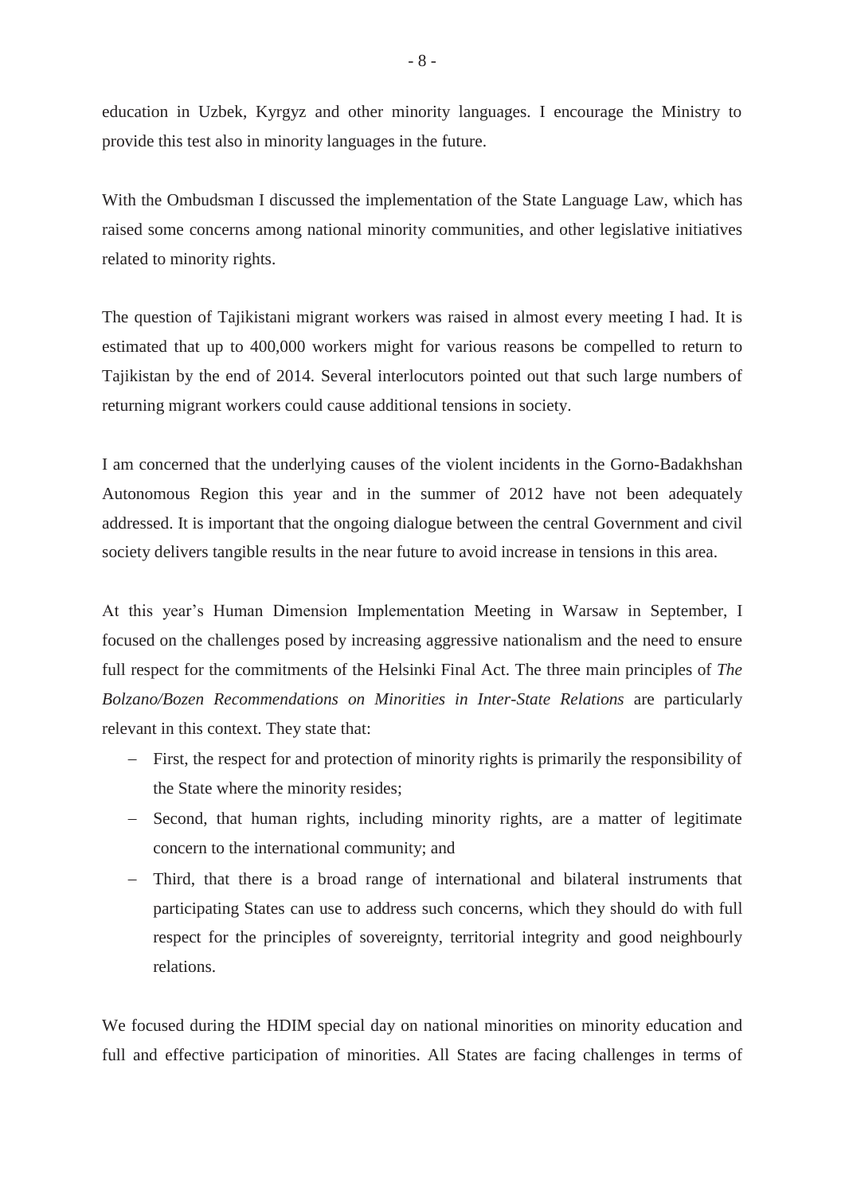education in Uzbek, Kyrgyz and other minority languages. I encourage the Ministry to provide this test also in minority languages in the future.

With the Ombudsman I discussed the implementation of the State Language Law, which has raised some concerns among national minority communities, and other legislative initiatives related to minority rights.

The question of Tajikistani migrant workers was raised in almost every meeting I had. It is estimated that up to 400,000 workers might for various reasons be compelled to return to Tajikistan by the end of 2014. Several interlocutors pointed out that such large numbers of returning migrant workers could cause additional tensions in society.

I am concerned that the underlying causes of the violent incidents in the Gorno-Badakhshan Autonomous Region this year and in the summer of 2012 have not been adequately addressed. It is important that the ongoing dialogue between the central Government and civil society delivers tangible results in the near future to avoid increase in tensions in this area.

At this year's Human Dimension Implementation Meeting in Warsaw in September, I focused on the challenges posed by increasing aggressive nationalism and the need to ensure full respect for the commitments of the Helsinki Final Act. The three main principles of *The Bolzano/Bozen Recommendations on Minorities in Inter-State Relations* are particularly relevant in this context. They state that:

- First, the respect for and protection of minority rights is primarily the responsibility of the State where the minority resides;
- Second, that human rights, including minority rights, are a matter of legitimate concern to the international community; and
- Third, that there is a broad range of international and bilateral instruments that participating States can use to address such concerns, which they should do with full respect for the principles of sovereignty, territorial integrity and good neighbourly relations.

We focused during the HDIM special day on national minorities on minority education and full and effective participation of minorities. All States are facing challenges in terms of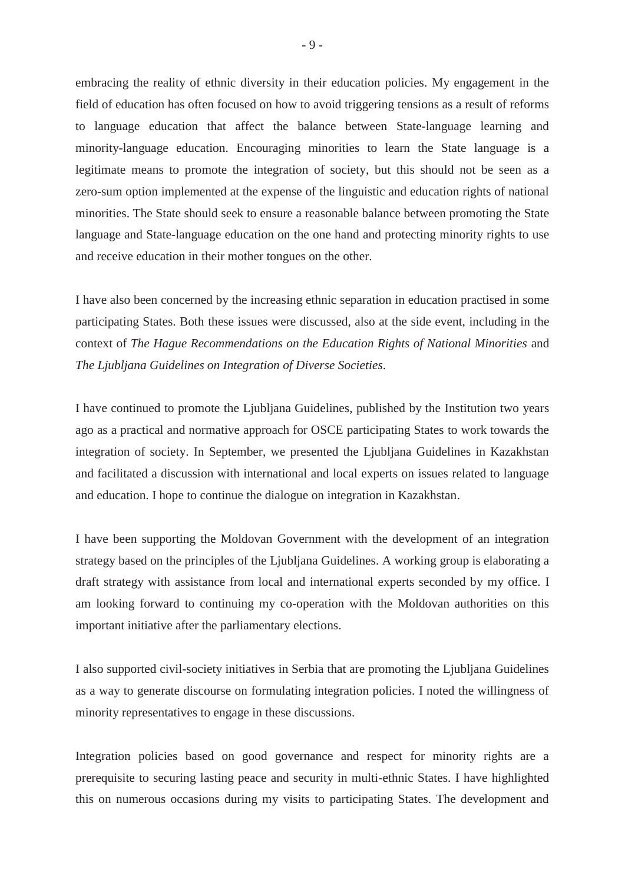embracing the reality of ethnic diversity in their education policies. My engagement in the field of education has often focused on how to avoid triggering tensions as a result of reforms to language education that affect the balance between State-language learning and minority-language education. Encouraging minorities to learn the State language is a legitimate means to promote the integration of society, but this should not be seen as a zero-sum option implemented at the expense of the linguistic and education rights of national minorities. The State should seek to ensure a reasonable balance between promoting the State language and State-language education on the one hand and protecting minority rights to use and receive education in their mother tongues on the other.

I have also been concerned by the increasing ethnic separation in education practised in some participating States. Both these issues were discussed, also at the side event, including in the context of *The Hague Recommendations on the Education Rights of National Minorities* and *The Ljubljana Guidelines on Integration of Diverse Societies*.

I have continued to promote the Ljubljana Guidelines, published by the Institution two years ago as a practical and normative approach for OSCE participating States to work towards the integration of society. In September, we presented the Ljubljana Guidelines in Kazakhstan and facilitated a discussion with international and local experts on issues related to language and education. I hope to continue the dialogue on integration in Kazakhstan.

I have been supporting the Moldovan Government with the development of an integration strategy based on the principles of the Ljubljana Guidelines. A working group is elaborating a draft strategy with assistance from local and international experts seconded by my office. I am looking forward to continuing my co-operation with the Moldovan authorities on this important initiative after the parliamentary elections.

I also supported civil-society initiatives in Serbia that are promoting the Ljubljana Guidelines as a way to generate discourse on formulating integration policies. I noted the willingness of minority representatives to engage in these discussions.

Integration policies based on good governance and respect for minority rights are a prerequisite to securing lasting peace and security in multi-ethnic States. I have highlighted this on numerous occasions during my visits to participating States. The development and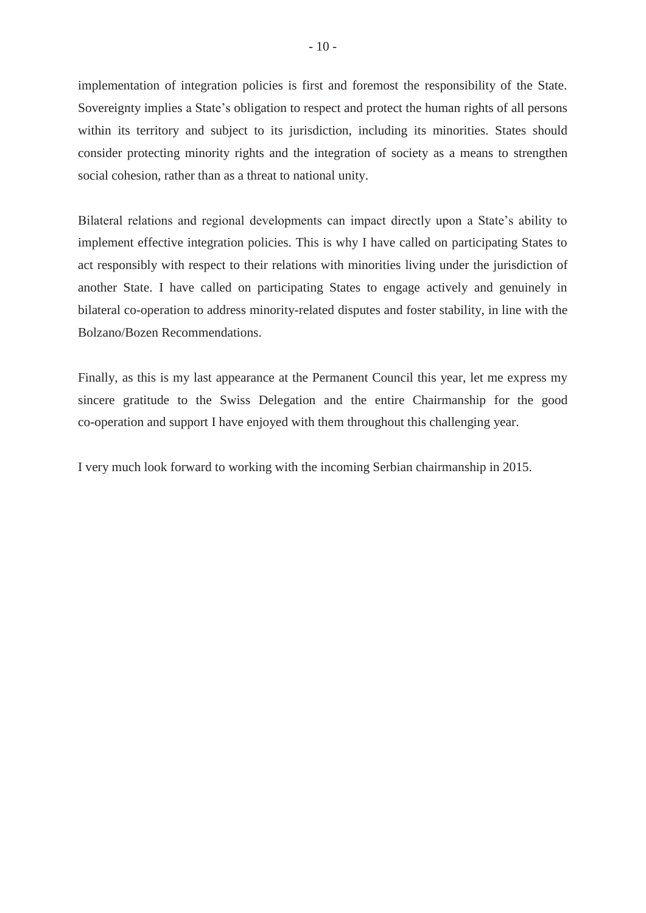implementation of integration policies is first and foremost the responsibility of the State. Sovereignty implies a State's obligation to respect and protect the human rights of all persons within its territory and subject to its jurisdiction, including its minorities. States should consider protecting minority rights and the integration of society as a means to strengthen social cohesion, rather than as a threat to national unity.

Bilateral relations and regional developments can impact directly upon a State's ability to implement effective integration policies. This is why I have called on participating States to act responsibly with respect to their relations with minorities living under the jurisdiction of another State. I have called on participating States to engage actively and genuinely in bilateral co-operation to address minority-related disputes and foster stability, in line with the Bolzano/Bozen Recommendations.

Finally, as this is my last appearance at the Permanent Council this year, let me express my sincere gratitude to the Swiss Delegation and the entire Chairmanship for the good co-operation and support I have enjoyed with them throughout this challenging year.

I very much look forward to working with the incoming Serbian chairmanship in 2015.